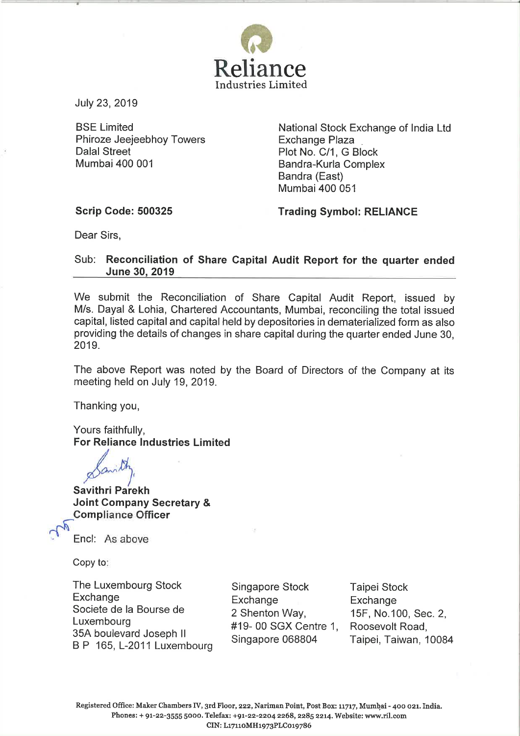**Reliance**
Industries Limited

July 23, 2019

BSE Limited
Phiroze Jeejeebhoy Towers
Dalal Street
Mumbai 400 001

National Stock Exchange of India Ltd
Exchange Plaza
Plot No. C/1, G Block
Bandra-Kurla Complex
Bandra (East)
Mumbai 400 051

**Scrip Code: 500325**

**Trading Symbol: RELIANCE**

Dear Sirs,

Sub: **Reconciliation of Share Capital Audit Report for the quarter ended June 30, 2019**

We submit the Reconciliation of Share Capital Audit Report, issued by M/s. Dayal & Lohia, Chartered Accountants, Mumbai, reconciling the total issued capital, listed capital and capital held by depositories in dematerialized form as also providing the details of changes in share capital during the quarter ended June 30, 2019.

The above Report was noted by the Board of Directors of the Company at its meeting held on July 19, 2019.

Thanking you,

Yours faithfully,
**For Reliance Industries Limited**

**Savithri Parekh**
**Joint Company Secretary & Compliance Officer**

Encl: As above

Copy to:

The Luxembourg Stock Exchange
Societe de la Bourse de Luxembourg
35A boulevard Joseph II
B P 165, L-2011 Luxembourg

Singapore Stock Exchange
2 Shenton Way,
#19- 00 SGX Centre 1,
Singapore 068804

Taipei Stock Exchange
15F, No.100, Sec. 2,
Roosevolt Road,
Taipei, Taiwan, 10084

Registered Office: Maker Chambers IV, 3rd Floor, 222, Nariman Point, Post Box: 11717, Mumbai - 400 021. India.
Phones: + 91-22-3555 5000. Telefax: +91-22-2204 2268, 2285 2214. Website: www.ril.com
CIN: L17110MH1973PLC019786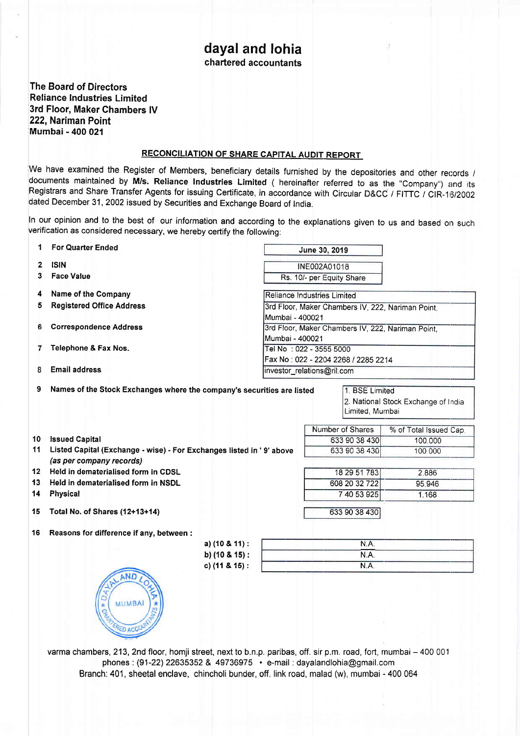# dayal and lohia
chartered accountants

**The Board of Directors**
**Reliance Industries Limited**
**3rd Floor, Maker Chambers IV**
**222, Nariman Point**
**Mumbai - 400 021**

## RECONCILIATION OF SHARE CAPITAL AUDIT REPORT

We have examined the Register of Members, beneficiary details furnished by the depositories and other records / documents maintained by **M/s. Reliance Industries Limited** ( hereinafter referred to as the "Company") and its Registrars and Share Transfer Agents for issuing Certificate, in accordance with Circular D&CC / FITTC / CIR-16/2002 dated December 31, 2002 issued by Securities and Exchange Board of India.

In our opinion and to the best of our information and according to the explanations given to us and based on such verification as considered necessary, we hereby certify the following:

| | | |
|---|---|---|
| 1 | **For Quarter Ended** | June 30, 2019 |
| 2 | **ISIN** | INE002A01018 |
| 3 | **Face Value** | Rs. 10/- per Equity Share |
| 4 | **Name of the Company** | Reliance Industries Limited |
| 5 | **Registered Office Address** | 3rd Floor, Maker Chambers IV, 222, Nariman Point, Mumbai - 400021 |
| 6 | **Correspondence Address** | 3rd Floor, Maker Chambers IV, 222, Nariman Point, Mumbai - 400021 |
| 7 | **Telephone & Fax Nos.** | Tel No : 022 - 3555 5000<br>Fax No : 022 - 2204 2268 / 2285 2214 |
| 8 | **Email address** | investor_relations@ril.com |
| 9 | **Names of the Stock Exchanges where the company's securities are listed** | 1. BSE Limited<br>2. National Stock Exchange of India Limited, Mumbai |

| | | Number of Shares | % of Total Issued Cap. |
|---|---|---|---|
| 10 | **Issued Capital** | 633 90 38 430 | 100.000 |
| 11 | **Listed Capital (Exchange - wise) - For Exchanges listed in ' 9' above** *(as per company records)* | 633 90 38 430 | 100.000 |
| 12 | **Held in dematerialised form in CDSL** | 18 29 51 783 | 2.886 |
| 13 | **Held in dematerialised form in NSDL** | 608 20 32 722 | 95.946 |
| 14 | **Physical** | 7 40 53 925 | 1.168 |
| 15 | **Total No. of Shares (12+13+14)** | 633 90 38 430 | |

16 **Reasons for difference if any, between :**

| | |
|---|---|
| **a) (10 & 11) :** | N.A. |
| **b) (10 & 15) :** | N.A. |
| **c) (11 & 15) :** | N.A. |

varma chambers, 213, 2nd floor, homji street, next to b.n.p. paribas, off. sir p.m. road, fort, mumbai – 400 001
phones : (91-22) 22635352 & 49736975 • e-mail : dayalandlohia@gmail.com
Branch: 401, sheetal enclave, chincholi bunder, off. link road, malad (w), mumbai - 400 064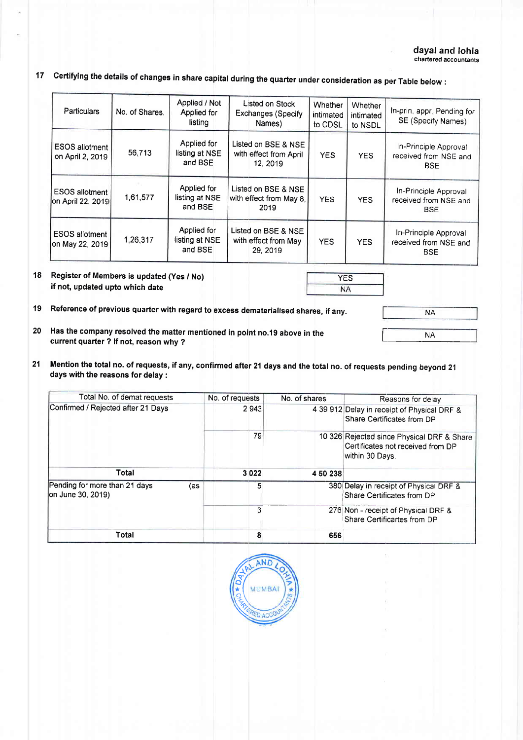dayal and lohia
chartered accountants

**17 Certifying the details of changes in share capital during the quarter under consideration as per Table below :**

| Particulars | No. of Shares. | Applied / Not Applied for listing | Listed on Stock Exchanges (Specify Names) | Whether intimated to CDSL | Whether intimated to NSDL | In-prin. appr. Pending for SE (Specify Names) |
|---|---|---|---|---|---|---|
| ESOS allotment on April 2, 2019 | 56,713 | Applied for listing at NSE and BSE | Listed on BSE & NSE with effect from April 12, 2019 | YES | YES | In-Principle Approval received from NSE and BSE |
| ESOS allotment on April 22, 2019 | 1,61,577 | Applied for listing at NSE and BSE | Listed on BSE & NSE with effect from May 8, 2019 | YES | YES | In-Principle Approval received from NSE and BSE |
| ESOS allotment on May 22, 2019 | 1,26,317 | Applied for listing at NSE and BSE | Listed on BSE & NSE with effect from May 29, 2019 | YES | YES | In-Principle Approval received from NSE and BSE |

**18 Register of Members is updated (Yes / No)** — YES
**if not, updated upto which date** — NA

**19 Reference of previous quarter with regard to excess dematerialised shares, if any.** — NA

**20 Has the company resolved the matter mentioned in point no.19 above in the current quarter ? If not, reason why ?** — NA

**21 Mention the total no. of requests, if any, confirmed after 21 days and the total no. of requests pending beyond 21 days with the reasons for delay :**

| Total No. of demat requests | No. of requests | No. of shares | Reasons for delay |
|---|---|---|---|
| Confirmed / Rejected after 21 Days | 2 943 | 4 39 912 | Delay in receipt of Physical DRF & Share Certificates from DP |
| | 79 | 10 326 | Rejected since Physical DRF & Share Certificates not received from DP within 30 Days. |
| **Total** | **3 022** | **4 50 238** | |
| Pending for more than 21 days (as on June 30, 2019) | 5 | 380 | Delay in receipt of Physical DRF & Share Certificates from DP |
| | 3 | 276 | Non - receipt of Physical DRF & Share Certificartes from DP |
| **Total** | **8** | **656** | |

DAYAL AND LOHIA MUMBAI CHARTERED ACCOUNTANTS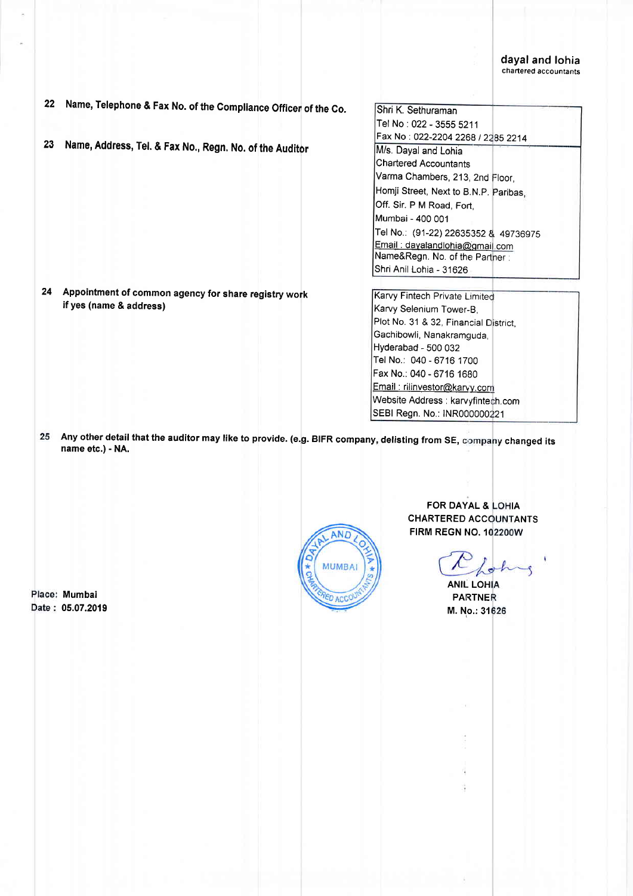dayal and lohia
chartered accountants

| | | |
|---|---|---|
| 22 | Name, Telephone & Fax No. of the Compliance Officer of the Co. | Shri K. Sethuraman<br>Tel No : 022 - 3555 5211<br>Fax No : 022-2204 2268 / 2285 2214 |
| 23 | Name, Address, Tel. & Fax No., Regn. No. of the Auditor | M/s. Dayal and Lohia<br>Chartered Accountants<br>Varma Chambers, 213, 2nd Floor,<br>Homji Street, Next to B.N.P. Paribas,<br>Off. Sir. P M Road, Fort,<br>Mumbai - 400 001<br>Tel No.: (91-22) 22635352 & 49736975<br>Email : dayalandlohia@gmail.com<br>Name&Regn. No. of the Partner :<br>Shri Anil Lohia - 31626 |
| 24 | Appointment of common agency for share registry work if yes (name & address) | Karvy Fintech Private Limited<br>Karvy Selenium Tower-B,<br>Plot No. 31 & 32, Financial District,<br>Gachibowli, Nanakramguda,<br>Hyderabad - 500 032<br>Tel No.: 040 - 6716 1700<br>Fax No.: 040 - 6716 1680<br>Email : rilinvestor@karvy.com<br>Website Address : karvyfintech.com<br>SEBI Regn. No.: INR000000221 |

25 Any other detail that the auditor may like to provide. (e.g. BIFR company, delisting from SE, company changed its name etc.) - NA.

FOR DAYAL & LOHIA
CHARTERED ACCOUNTANTS
FIRM REGN NO. 102200W

ANIL LOHIA
PARTNER
M. No.: 31626

Place: Mumbai
Date : 05.07.2019